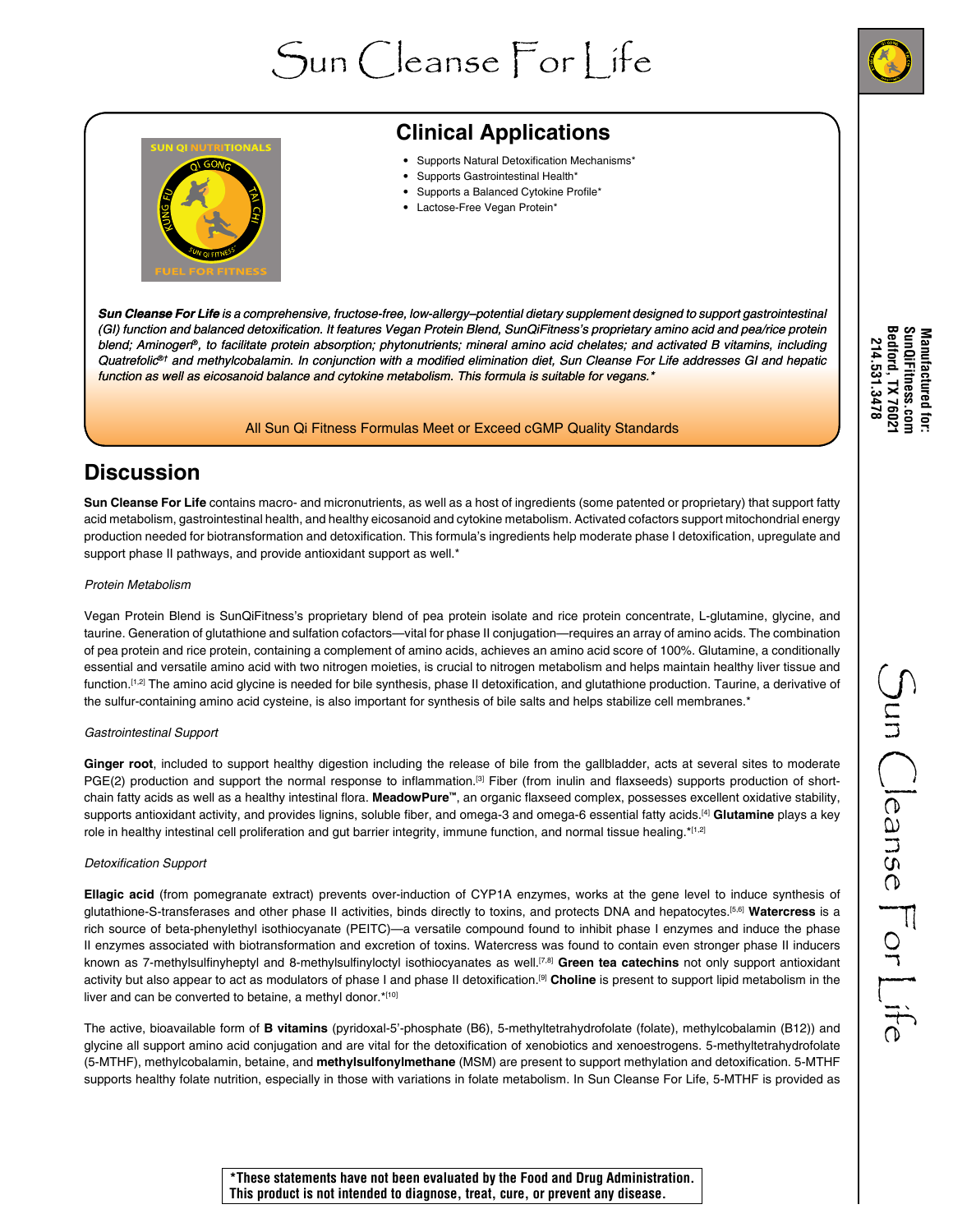# Sun Cleanse For Life

## Clinical Applications

- Supports Natural Detoxification Mechanisms*
- Supports Gastrointestinal Health*
- Supports a Balanced Cytokine Profile*
- Lactose-Free Vegan Protein*

***Sun Cleanse For Life** is a comprehensive, fructose-free, low-allergy–potential dietary supplement designed to support gastrointestinal (GI) function and balanced detoxification. It features Vegan Protein Blend, SunQiFitness's proprietary amino acid and pea/rice protein blend; Aminogen®, to facilitate protein absorption; phytonutrients; mineral amino acid chelates; and activated B vitamins, including Quatrefolic®† and methylcobalamin. In conjunction with a modified elimination diet, Sun Cleanse For Life addresses GI and hepatic function as well as eicosanoid balance and cytokine metabolism. This formula is suitable for vegans.**

All Sun Qi Fitness Formulas Meet or Exceed cGMP Quality Standards

Manufactured for:
SunQiFitness.com
Bedford, TX 76021
214.531.3478

## Discussion

**Sun Cleanse For Life** contains macro- and micronutrients, as well as a host of ingredients (some patented or proprietary) that support fatty acid metabolism, gastrointestinal health, and healthy eicosanoid and cytokine metabolism. Activated cofactors support mitochondrial energy production needed for biotransformation and detoxification. This formula's ingredients help moderate phase I detoxification, upregulate and support phase II pathways, and provide antioxidant support as well.*

*Protein Metabolism*

Vegan Protein Blend is SunQiFitness's proprietary blend of pea protein isolate and rice protein concentrate, L-glutamine, glycine, and taurine. Generation of glutathione and sulfation cofactors—vital for phase II conjugation—requires an array of amino acids. The combination of pea protein and rice protein, containing a complement of amino acids, achieves an amino acid score of 100%. Glutamine, a conditionally essential and versatile amino acid with two nitrogen moieties, is crucial to nitrogen metabolism and helps maintain healthy liver tissue and function.[1,2] The amino acid glycine is needed for bile synthesis, phase II detoxification, and glutathione production. Taurine, a derivative of the sulfur-containing amino acid cysteine, is also important for synthesis of bile salts and helps stabilize cell membranes.*

*Gastrointestinal Support*

**Ginger root**, included to support healthy digestion including the release of bile from the gallbladder, acts at several sites to moderate PGE(2) production and support the normal response to inflammation.[3] Fiber (from inulin and flaxseeds) supports production of short-chain fatty acids as well as a healthy intestinal flora. **MeadowPure™**, an organic flaxseed complex, possesses excellent oxidative stability, supports antioxidant activity, and provides lignins, soluble fiber, and omega-3 and omega-6 essential fatty acids.[4] **Glutamine** plays a key role in healthy intestinal cell proliferation and gut barrier integrity, immune function, and normal tissue healing.*[1,2]

*Detoxification Support*

**Ellagic acid** (from pomegranate extract) prevents over-induction of CYP1A enzymes, works at the gene level to induce synthesis of glutathione-S-transferases and other phase II activities, binds directly to toxins, and protects DNA and hepatocytes.[5,6] **Watercress** is a rich source of beta-phenylethyl isothiocyanate (PEITC)—a versatile compound found to inhibit phase I enzymes and induce the phase II enzymes associated with biotransformation and excretion of toxins. Watercress was found to contain even stronger phase II inducers known as 7-methylsulfinyheptyl and 8-methylsulfinyloctyl isothiocyanates as well.[7,8] **Green tea catechins** not only support antioxidant activity but also appear to act as modulators of phase I and phase II detoxification.[9] **Choline** is present to support lipid metabolism in the liver and can be converted to betaine, a methyl donor.*[10]

The active, bioavailable form of **B vitamins** (pyridoxal-5'-phosphate (B6), 5-methyltetrahydrofolate (folate), methylcobalamin (B12)) and glycine all support amino acid conjugation and are vital for the detoxification of xenobiotics and xenoestrogens. 5-methyltetrahydrofolate (5-MTHF), methylcobalamin, betaine, and **methylsulfonylmethane** (MSM) are present to support methylation and detoxification. 5-MTHF supports healthy folate nutrition, especially in those with variations in folate metabolism. In Sun Cleanse For Life, 5-MTHF is provided as

***These statements have not been evaluated by the Food and Drug Administration. This product is not intended to diagnose, treat, cure, or prevent any disease.**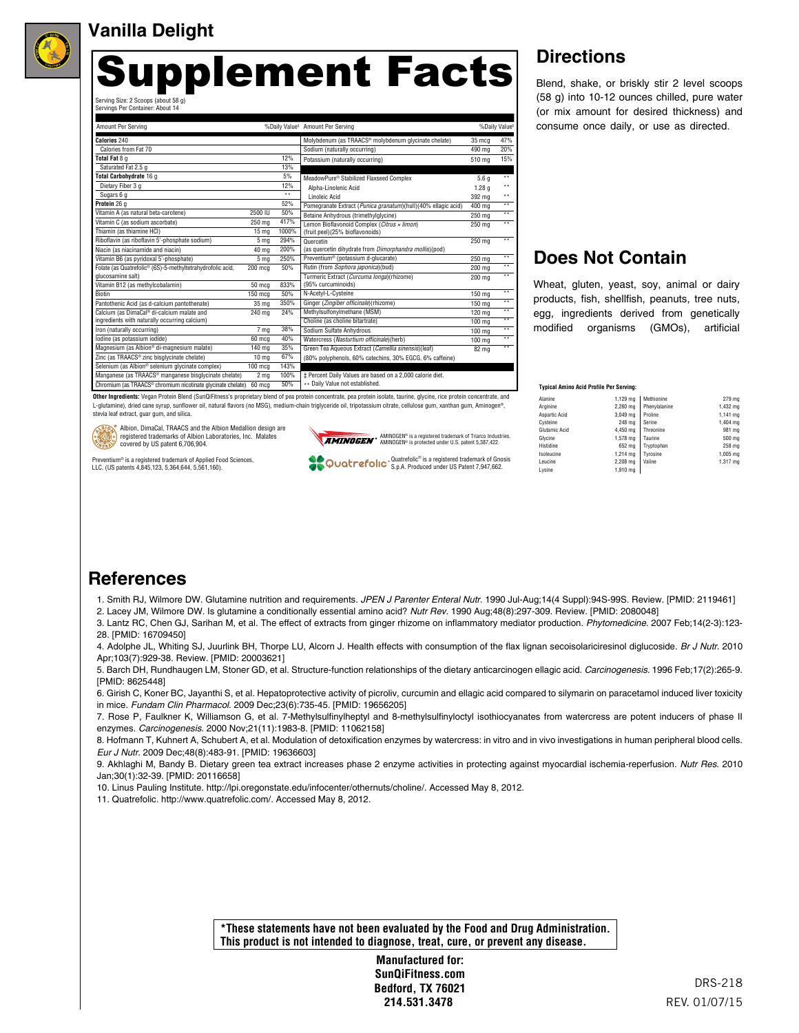## Vanilla Delight

# Supplement Facts

Serving Size: 2 Scoops (about 58 g)
Servings Per Container: About 14

| Amount Per Serving | | %Daily Value‡ |
|---|---|---|
| **Calories** 240 | | |
| Calories from Fat 70 | | |
| **Total Fat** 8 g | | 12% |
| Saturated Fat 2.5 g | | 13% |
| **Total Carbohydrate** 16 g | | 5% |
| Dietary Fiber 3 g | | 12% |
| Sugars 6 g | | ** |
| **Protein** 26 g | | 52% |
| Vitamin A (as natural beta-carotene) | 2500 IU | 50% |
| Vitamin C (as sodium ascorbate) | 250 mg | 417% |
| Thiamin (as thiamine HCl) | 15 mg | 1000% |
| Riboflavin (as riboflavin 5'-phosphate sodium) | 5 mg | 294% |
| Niacin (as niacinamide and niacin) | 40 mg | 200% |
| Vitamin B6 (as pyridoxal 5'-phosphate) | 5 mg | 250% |
| Folate (as Quatrefolic® (6S)-5-methyltetrahydrofolic acid, glucosamine salt) | 200 mcg | 50% |
| Vitamin B12 (as methylcobalamin) | 50 mcg | 833% |
| Biotin | 150 mcg | 50% |
| Pantothenic Acid (as d-calcium pantothenate) | 35 mg | 350% |
| Calcium (as DimaCal® di-calcium malate and ingredients with naturally occurring calcium) | 240 mg | 24% |
| Iron (naturally occurring) | 7 mg | 38% |
| Iodine (as potassium iodide) | 60 mcg | 40% |
| Magnesium (as Albion® di-magnesium malate) | 140 mg | 35% |
| Zinc (as TRAACS® zinc bisglycinate chelate) | 10 mg | 67% |
| Selenium (as Albion® selenium glycinate complex) | 100 mcg | 143% |
| Manganese (as TRAACS® manganese bisglycinate chelate) | 2 mg | 100% |
| Chromium (as TRAACS® chromium nicotinate glycinate chelate) | 60 mcg | 50% |
| Molybdenum (as TRAACS® molybdenum glycinate chelate) | 35 mcg | 47% |
| Sodium (naturally occurring) | 490 mg | 20% |
| Potassium (naturally occurring) | 510 mg | 15% |
| MeadowPure® Stabilized Flaxseed Complex | 5.6 g | ** |
| Alpha-Linolenic Acid | 1.28 g | ** |
| Linoleic Acid | 392 mg | ** |
| Pomegranate Extract (*Punica granatum*)(hull)(40% ellagic acid) | 400 mg | ** |
| Betaine Anhydrous (trimethylglycine) | 250 mg | ** |
| Lemon Bioflavonoid Complex (*Citrus × limon*) (fruit peel)(25% bioflavonoids) | 250 mg | ** |
| Quercetin (as quercetin dihydrate from *Dimorphandra mollis*)(pod) | 250 mg | ** |
| Preventium® (potassium d-glucarate) | 250 mg | ** |
| Rutin (from *Sophora japonica*)(bud) | 200 mg | ** |
| Turmeric Extract (*Curcuma longa*)(rhizome) (95% curcuminoids) | 200 mg | ** |
| N-Acetyl-L-Cysteine | 150 mg | ** |
| Ginger (*Zingiber officinale*)(rhizome) | 150 mg | ** |
| Methylsulfonylmethane (MSM) | 120 mg | ** |
| Choline (as choline bitartrate) | 100 mg | ** |
| Sodium Sulfate Anhydrous | 100 mg | ** |
| Watercress (*Nasturtium officinale*)(herb) | 100 mg | ** |
| Green Tea Aqueous Extract (*Camellia sinensis*)(leaf) (80% polyphenols, 60% catechins, 30% EGCG, 6% caffeine) | 82 mg | ** |

‡ Percent Daily Values are based on a 2,000 calorie diet.
** Daily Value not established.

**Other Ingredients:** Vegan Protein Blend (SunQiFitness's proprietary blend of pea protein concentrate, pea protein isolate, taurine, glycine, rice protein concentrate, and L-glutamine), dried cane syrup, sunflower oil, natural flavors (no MSG), medium-chain triglyceride oil, tripotassium citrate, cellulose gum, xanthan gum, Aminogen®, stevia leaf extract, guar gum, and silica.

Albion, DimaCal, TRAACS and the Albion Medallion design are registered trademarks of Albion Laboratories, Inc. Malates covered by US patent 6,706,904.

AMINOGEN® is a registered trademark of Triarco Industries. AMINOGEN® is protected under U.S. patent 5,387,422.

Preventium® is a registered trademark of Applied Food Sciences, LLC. (US patents 4,845,123, 5,364,644, 5,561,160).

Quatrefolic® is a registered trademark of Gnosis S.p.A. Produced under US Patent 7,947,662.

## Directions

Blend, shake, or briskly stir 2 level scoops (58 g) into 10-12 ounces chilled, pure water (or mix amount for desired thickness) and consume once daily, or use as directed.

## Does Not Contain

Wheat, gluten, yeast, soy, animal or dairy products, fish, shellfish, peanuts, tree nuts, egg, ingredients derived from genetically modified organisms (GMOs), artificial

**Typical Amino Acid Profile Per Serving:**

| | | | |
|---|---|---|---|
| Alanine | 1,129 mg | Methionine | 279 mg |
| Arginine | 2,260 mg | Phenylalanine | 1,432 mg |
| Aspartic Acid | 3,049 mg | Proline | 1,141 mg |
| Cysteine | 248 mg | Serine | 1,404 mg |
| Glutamic Acid | 4,450 mg | Threonine | 981 mg |
| Glycine | 1,578 mg | Taurine | 500 mg |
| Histidine | 652 mg | Tryptophan | 258 mg |
| Isoleucine | 1,214 mg | Tyrosine | 1,005 mg |
| Leucine | 2,208 mg | Valine | 1,317 mg |
| Lysine | 1,910 mg | | |

## References

1. Smith RJ, Wilmore DW. Glutamine nutrition and requirements. *JPEN J Parenter Enteral Nutr*. 1990 Jul-Aug;14(4 Suppl):94S-99S. Review. [PMID: 2119461]
2. Lacey JM, Wilmore DW. Is glutamine a conditionally essential amino acid? *Nutr Rev*. 1990 Aug;48(8):297-309. Review. [PMID: 2080048]
3. Lantz RC, Chen GJ, Sarihan M, et al. The effect of extracts from ginger rhizome on inflammatory mediator production. *Phytomedicine*. 2007 Feb;14(2-3):123-28. [PMID: 16709450]
4. Adolphe JL, Whiting SJ, Juurlink BH, Thorpe LU, Alcorn J. Health effects with consumption of the flax lignan secoisolariciresinol diglucoside. *Br J Nutr*. 2010 Apr;103(7):929-38. Review. [PMID: 20003621]
5. Barch DH, Rundhaugen LM, Stoner GD, et al. Structure-function relationships of the dietary anticarcinogen ellagic acid. *Carcinogenesis*. 1996 Feb;17(2):265-9. [PMID: 8625448]
6. Girish C, Koner BC, Jayanthi S, et al. Hepatoprotective activity of picroliv, curcumin and ellagic acid compared to silymarin on paracetamol induced liver toxicity in mice. *Fundam Clin Pharmacol*. 2009 Dec;23(6):735-45. [PMID: 19656205]
7. Rose P, Faulkner K, Williamson G, et al. 7-Methylsulfinylheptyl and 8-methylsulfinyloctyl isothiocyanates from watercress are potent inducers of phase II enzymes. *Carcinogenesis*. 2000 Nov;21(11):1983-8. [PMID: 11062158]
8. Hofmann T, Kuhnert A, Schubert A, et al. Modulation of detoxification enzymes by watercress: in vitro and in vivo investigations in human peripheral blood cells. *Eur J Nutr*. 2009 Dec;48(8):483-91. [PMID: 19636603]
9. Akhlaghi M, Bandy B. Dietary green tea extract increases phase 2 enzyme activities in protecting against myocardial ischemia-reperfusion. *Nutr Res*. 2010 Jan;30(1):32-39. [PMID: 20116658]
10. Linus Pauling Institute. http://lpi.oregonstate.edu/infocenter/othernuts/choline/. Accessed May 8, 2012.
11. Quatrefolic. http://www.quatrefolic.com/. Accessed May 8, 2012.

**\*These statements have not been evaluated by the Food and Drug Administration. This product is not intended to diagnose, treat, cure, or prevent any disease.**

**Manufactured for:**
**SunQiFitness.com**
**Bedford, TX 76021**
**214.531.3478**

DRS-218
REV. 01/07/15